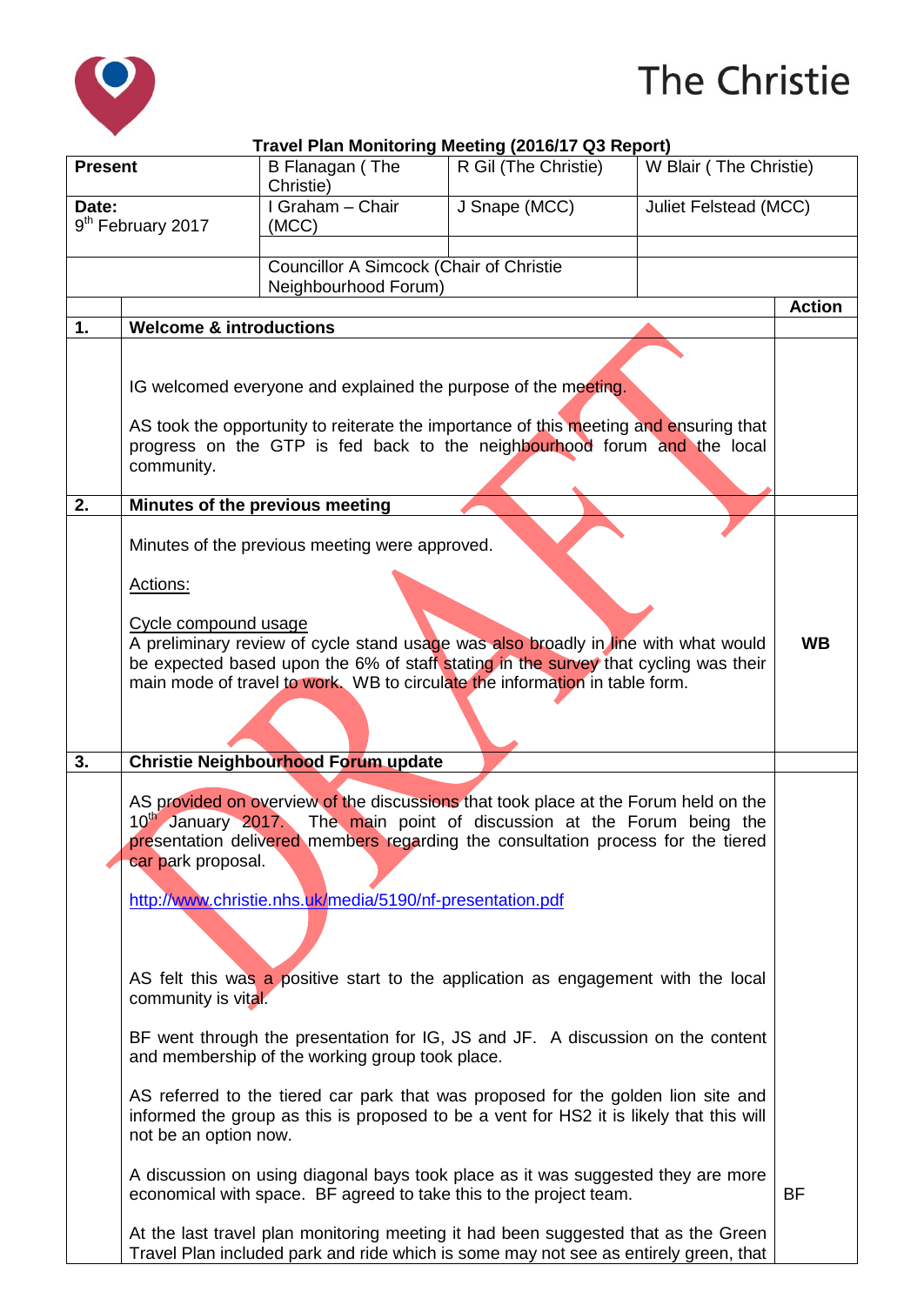The Christie

**Travel Plan Monitoring Meeting (2016/17 Q3 Report)**

| | | | |
|---|---|---|---|
| **Present** | B Flanagan ( The Christie) | R Gil (The Christie) | W Blair ( The Christie) |
| **Date:** 9th February 2017 | I Graham – Chair (MCC) | J Snape (MCC) | Juliet Felstead (MCC) |
| | | | |
| | Councillor A Simcock (Chair of Christie Neighbourhood Forum) | | |

| | | **Action** |
|---|---|---|
| **1.** | **Welcome & introductions** | |
| | IG welcomed everyone and explained the purpose of the meeting.<br><br>AS took the opportunity to reiterate the importance of this meeting and ensuring that progress on the GTP is fed back to the neighbourhood forum and the local community. | |
| **2.** | **Minutes of the previous meeting** | |
| | Minutes of the previous meeting were approved.<br><br>Actions:<br><br>Cycle compound usage<br>A preliminary review of cycle stand usage was also broadly in line with what would be expected based upon the 6% of staff stating in the survey that cycling was their main mode of travel to work. WB to circulate the information in table form. | **WB** |
| **3.** | **Christie Neighbourhood Forum update** | |
| | AS provided on overview of the discussions that took place at the Forum held on the 10th January 2017. The main point of discussion at the Forum being the presentation delivered members regarding the consultation process for the tiered car park proposal.<br><br>http://www.christie.nhs.uk/media/5190/nf-presentation.pdf<br><br>AS felt this was a positive start to the application as engagement with the local community is vital.<br><br>BF went through the presentation for IG, JS and JF. A discussion on the content and membership of the working group took place.<br><br>AS referred to the tiered car park that was proposed for the golden lion site and informed the group as this is proposed to be a vent for HS2 it is likely that this will not be an option now. | |
| | A discussion on using diagonal bays took place as it was suggested they are more economical with space. BF agreed to take this to the project team. | BF |
| | At the last travel plan monitoring meeting it had been suggested that as the Green Travel Plan included park and ride which is some may not see as entirely green, that | |

DRAFT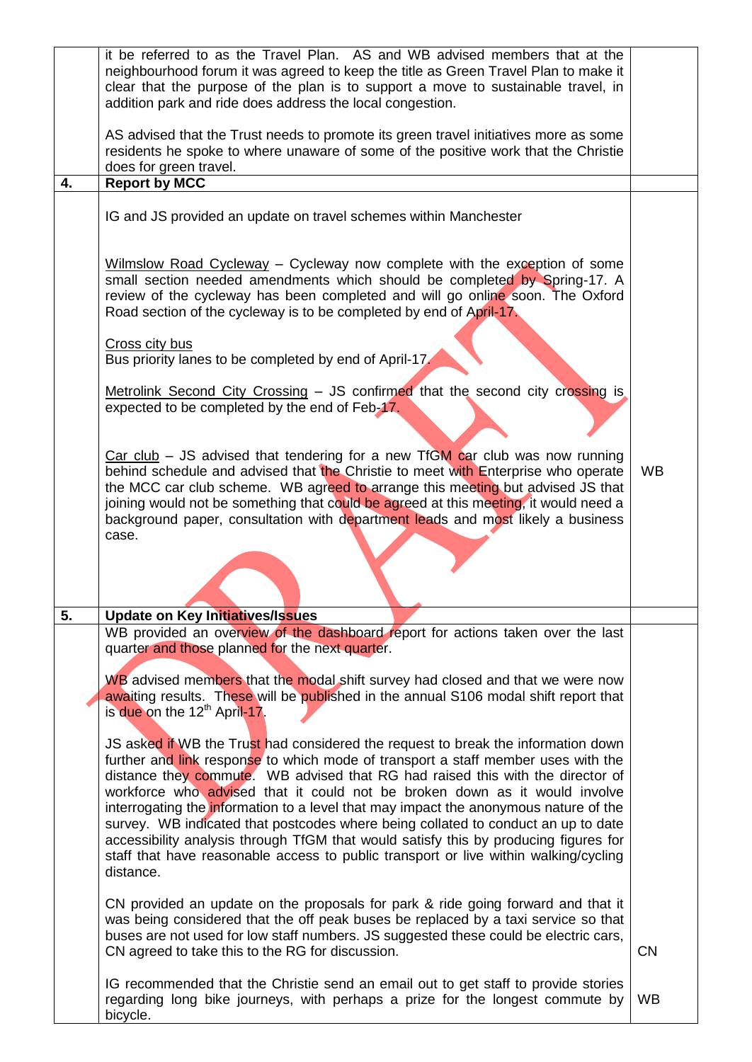| | | |
|---|---|---|
| | it be referred to as the Travel Plan. AS and WB advised members that at the neighbourhood forum it was agreed to keep the title as Green Travel Plan to make it clear that the purpose of the plan is to support a move to sustainable travel, in addition park and ride does address the local congestion.<br><br>AS advised that the Trust needs to promote its green travel initiatives more as some residents he spoke to where unaware of some of the positive work that the Christie does for green travel. | |
| **4.** | **Report by MCC** | |
| | IG and JS provided an update on travel schemes within Manchester<br><br>Wilmslow Road Cycleway – Cycleway now complete with the exception of some small section needed amendments which should be completed by Spring-17. A review of the cycleway has been completed and will go online soon. The Oxford Road section of the cycleway is to be completed by end of April-17.<br><br>Cross city bus<br>Bus priority lanes to be completed by end of April-17.<br><br>Metrolink Second City Crossing – JS confirmed that the second city crossing is expected to be completed by the end of Feb-17.<br><br>Car club – JS advised that tendering for a new TfGM car club was now running behind schedule and advised that the Christie to meet with Enterprise who operate the MCC car club scheme. WB agreed to arrange this meeting but advised JS that joining would not be something that could be agreed at this meeting, it would need a background paper, consultation with department leads and most likely a business case. | WB |
| **5.** | **Update on Key Initiatives/Issues** | |
| | WB provided an overview of the dashboard report for actions taken over the last quarter and those planned for the next quarter.<br><br>WB advised members that the modal shift survey had closed and that we were now awaiting results. These will be published in the annual S106 modal shift report that is due on the 12th April-17.<br><br>JS asked if WB the Trust had considered the request to break the information down further and link response to which mode of transport a staff member uses with the distance they commute. WB advised that RG had raised this with the director of workforce who advised that it could not be broken down as it would involve interrogating the information to a level that may impact the anonymous nature of the survey. WB indicated that postcodes where being collated to conduct an up to date accessibility analysis through TfGM that would satisfy this by producing figures for staff that have reasonable access to public transport or live within walking/cycling distance.<br><br>CN provided an update on the proposals for park & ride going forward and that it was being considered that the off peak buses be replaced by a taxi service so that buses are not used for low staff numbers. JS suggested these could be electric cars, CN agreed to take this to the RG for discussion.<br><br>IG recommended that the Christie send an email out to get staff to provide stories regarding long bike journeys, with perhaps a prize for the longest commute by bicycle. | <br><br><br><br><br><br><br><br><br><br><br><br><br>CN<br><br>WB |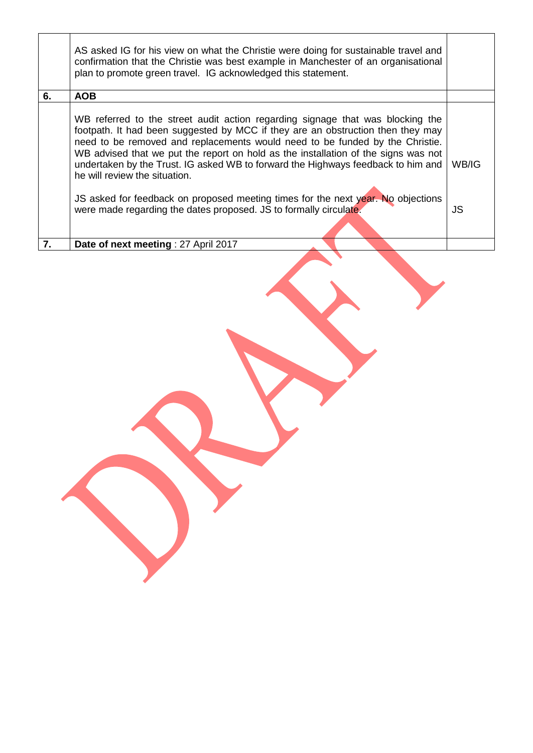| | | |
|---|---|---|
| | AS asked IG for his view on what the Christie were doing for sustainable travel and confirmation that the Christie was best example in Manchester of an organisational plan to promote green travel. IG acknowledged this statement. | |
| **6.** | **AOB** | |
| | WB referred to the street audit action regarding signage that was blocking the footpath. It had been suggested by MCC if they are an obstruction then they may need to be removed and replacements would need to be funded by the Christie. WB advised that we put the report on hold as the installation of the signs was not undertaken by the Trust. IG asked WB to forward the Highways feedback to him and he will review the situation. | WB/IG |
| | JS asked for feedback on proposed meeting times for the next year. No objections were made regarding the dates proposed. JS to formally circulate. | JS |
| **7.** | **Date of next meeting** : 27 April 2017 | |

DRAFT